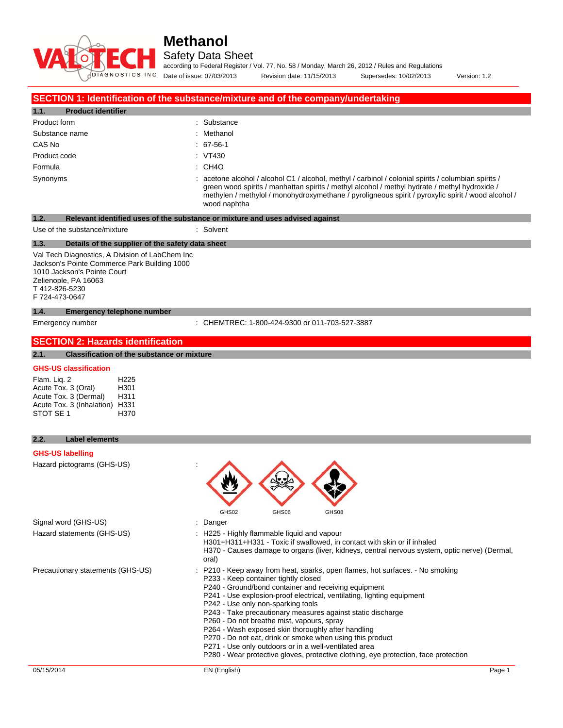# Methanol

## Safety Data Sheet

according to Federal Register / Vol. 77, No. 58 / Monday, March 26, 2012 / Rules and Regulations

Date of issue: 07/03/2013 Revision date: 11/15/2013 Supersedes: 10/02/2013 Version: 1.2

## SECTION 1: Identification of the substance/mixture and of the company/undertaking

### 1.1. Product identifier

| | |
|---|---|
| Product form | : Substance |
| Substance name | : Methanol |
| CAS No | : 67-56-1 |
| Product code | : VT430 |
| Formula | : CH4O |
| Synonyms | : acetone alcohol / alcohol C1 / alcohol, methyl / carbinol / colonial spirits / columbian spirits / green wood spirits / manhattan spirits / methyl alcohol / methyl hydrate / methyl hydroxide / methylen / methylol / monohydroxymethane / pyroligneous spirit / pyroxylic spirit / wood alcohol / wood naphtha |

### 1.2. Relevant identified uses of the substance or mixture and uses advised against

| | |
|---|---|
| Use of the substance/mixture | : Solvent |

### 1.3. Details of the supplier of the safety data sheet

Val Tech Diagnostics, A Division of LabChem Inc
Jackson's Pointe Commerce Park Building 1000
1010 Jackson's Pointe Court
Zelienople, PA 16063
T 412-826-5230
F 724-473-0647

### 1.4. Emergency telephone number

| | |
|---|---|
| Emergency number | : CHEMTREC: 1-800-424-9300 or 011-703-527-3887 |

## SECTION 2: Hazards identification

### 2.1. Classification of the substance or mixture

**GHS-US classification**

| | |
|---|---|
| Flam. Liq. 2 | H225 |
| Acute Tox. 3 (Oral) | H301 |
| Acute Tox. 3 (Dermal) | H311 |
| Acute Tox. 3 (Inhalation) | H331 |
| STOT SE 1 | H370 |

### 2.2. Label elements

**GHS-US labelling**

Hazard pictograms (GHS-US) : GHS02 GHS06 GHS08

Signal word (GHS-US) : Danger

Hazard statements (GHS-US) :
H225 - Highly flammable liquid and vapour
H301+H311+H331 - Toxic if swallowed, in contact with skin or if inhaled
H370 - Causes damage to organs (liver, kidneys, central nervous system, optic nerve) (Dermal, oral)

Precautionary statements (GHS-US) :
P210 - Keep away from heat, sparks, open flames, hot surfaces. - No smoking
P233 - Keep container tightly closed
P240 - Ground/bond container and receiving equipment
P241 - Use explosion-proof electrical, ventilating, lighting equipment
P242 - Use only non-sparking tools
P243 - Take precautionary measures against static discharge
P260 - Do not breathe mist, vapours, spray
P264 - Wash exposed skin thoroughly after handling
P270 - Do not eat, drink or smoke when using this product
P271 - Use only outdoors or in a well-ventilated area
P280 - Wear protective gloves, protective clothing, eye protection, face protection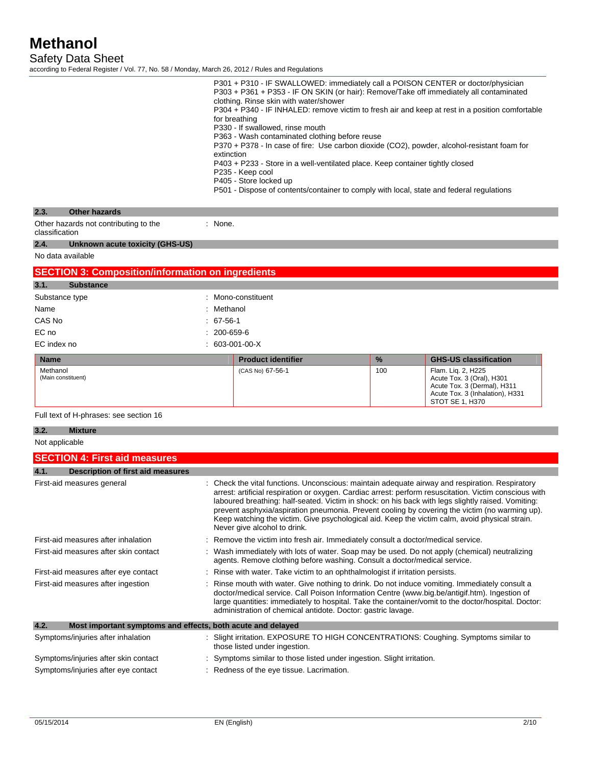P301 + P310 - IF SWALLOWED: immediately call a POISON CENTER or doctor/physician
P303 + P361 + P353 - IF ON SKIN (or hair): Remove/Take off immediately all contaminated clothing. Rinse skin with water/shower
P304 + P340 - IF INHALED: remove victim to fresh air and keep at rest in a position comfortable for breathing
P330 - If swallowed, rinse mouth
P363 - Wash contaminated clothing before reuse
P370 + P378 - In case of fire: Use carbon dioxide (CO2), powder, alcohol-resistant foam for extinction
P403 + P233 - Store in a well-ventilated place. Keep container tightly closed
P235 - Keep cool
P405 - Store locked up
P501 - Dispose of contents/container to comply with local, state and federal regulations

### 2.3. Other hazards

Other hazards not contributing to the classification : None.

### 2.4. Unknown acute toxicity (GHS-US)

No data available

## SECTION 3: Composition/information on ingredients

### 3.1. Substance

Substance type : Mono-constituent
Name : Methanol
CAS No : 67-56-1
EC no : 200-659-6
EC index no : 603-001-00-X

| Name | Product identifier | % | GHS-US classification |
|---|---|---|---|
| Methanol (Main constituent) | (CAS No) 67-56-1 | 100 | Flam. Liq. 2, H225<br>Acute Tox. 3 (Oral), H301<br>Acute Tox. 3 (Dermal), H311<br>Acute Tox. 3 (Inhalation), H331<br>STOT SE 1, H370 |

Full text of H-phrases: see section 16

### 3.2. Mixture

Not applicable

## SECTION 4: First aid measures

### 4.1. Description of first aid measures

First-aid measures general : Check the vital functions. Unconscious: maintain adequate airway and respiration. Respiratory arrest: artificial respiration or oxygen. Cardiac arrest: perform resuscitation. Victim conscious with laboured breathing: half-seated. Victim in shock: on his back with legs slightly raised. Vomiting: prevent asphyxia/aspiration pneumonia. Prevent cooling by covering the victim (no warming up). Keep watching the victim. Give psychological aid. Keep the victim calm, avoid physical strain. Never give alcohol to drink.

First-aid measures after inhalation : Remove the victim into fresh air. Immediately consult a doctor/medical service.

First-aid measures after skin contact : Wash immediately with lots of water. Soap may be used. Do not apply (chemical) neutralizing agents. Remove clothing before washing. Consult a doctor/medical service.

First-aid measures after eye contact : Rinse with water. Take victim to an ophthalmologist if irritation persists.

First-aid measures after ingestion : Rinse mouth with water. Give nothing to drink. Do not induce vomiting. Immediately consult a doctor/medical service. Call Poison Information Centre (www.big.be/antigif.htm). Ingestion of large quantities: immediately to hospital. Take the container/vomit to the doctor/hospital. Doctor: administration of chemical antidote. Doctor: gastric lavage.

### 4.2. Most important symptoms and effects, both acute and delayed

Symptoms/injuries after inhalation : Slight irritation. EXPOSURE TO HIGH CONCENTRATIONS: Coughing. Symptoms similar to those listed under ingestion.

Symptoms/injuries after skin contact : Symptoms similar to those listed under ingestion. Slight irritation.

Symptoms/injuries after eye contact : Redness of the eye tissue. Lacrimation.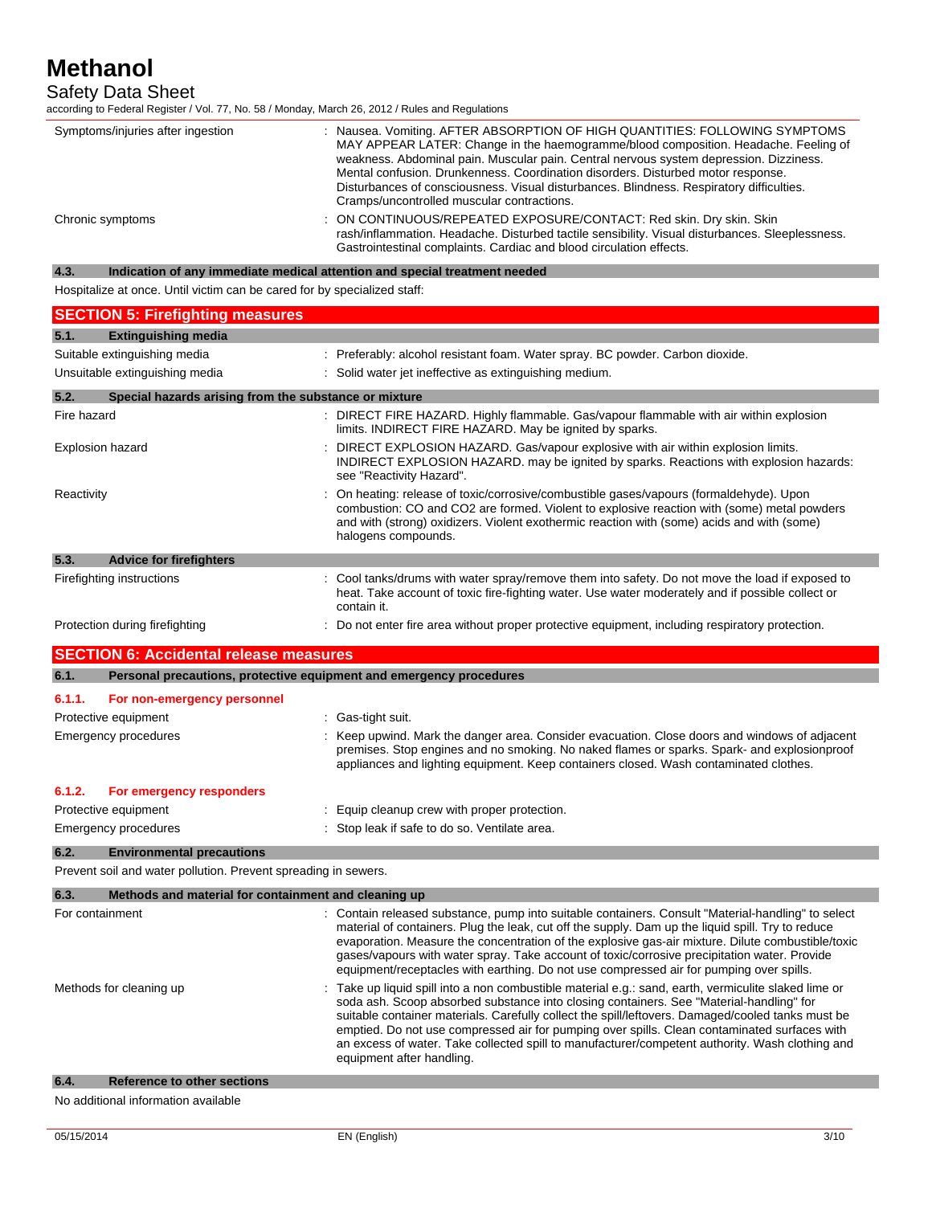| | |
|---|---|
| Symptoms/injuries after ingestion | : Nausea. Vomiting. AFTER ABSORPTION OF HIGH QUANTITIES: FOLLOWING SYMPTOMS MAY APPEAR LATER: Change in the haemogramme/blood composition. Headache. Feeling of weakness. Abdominal pain. Muscular pain. Central nervous system depression. Dizziness. Mental confusion. Drunkenness. Coordination disorders. Disturbed motor response. Disturbances of consciousness. Visual disturbances. Blindness. Respiratory difficulties. Cramps/uncontrolled muscular contractions. |
| Chronic symptoms | : ON CONTINUOUS/REPEATED EXPOSURE/CONTACT: Red skin. Dry skin. Skin rash/inflammation. Headache. Disturbed tactile sensibility. Visual disturbances. Sleeplessness. Gastrointestinal complaints. Cardiac and blood circulation effects. |

### 4.3. Indication of any immediate medical attention and special treatment needed

Hospitalize at once. Until victim can be cared for by specialized staff:

## SECTION 5: Firefighting measures

### 5.1. Extinguishing media

| | |
|---|---|
| Suitable extinguishing media | : Preferably: alcohol resistant foam. Water spray. BC powder. Carbon dioxide. |
| Unsuitable extinguishing media | : Solid water jet ineffective as extinguishing medium. |

### 5.2. Special hazards arising from the substance or mixture

| | |
|---|---|
| Fire hazard | : DIRECT FIRE HAZARD. Highly flammable. Gas/vapour flammable with air within explosion limits. INDIRECT FIRE HAZARD. May be ignited by sparks. |
| Explosion hazard | : DIRECT EXPLOSION HAZARD. Gas/vapour explosive with air within explosion limits. INDIRECT EXPLOSION HAZARD. may be ignited by sparks. Reactions with explosion hazards: see "Reactivity Hazard". |
| Reactivity | : On heating: release of toxic/corrosive/combustible gases/vapours (formaldehyde). Upon combustion: CO and CO2 are formed. Violent to explosive reaction with (some) metal powders and with (strong) oxidizers. Violent exothermic reaction with (some) acids and with (some) halogens compounds. |

### 5.3. Advice for firefighters

| | |
|---|---|
| Firefighting instructions | : Cool tanks/drums with water spray/remove them into safety. Do not move the load if exposed to heat. Take account of toxic fire-fighting water. Use water moderately and if possible collect or contain it. |
| Protection during firefighting | : Do not enter fire area without proper protective equipment, including respiratory protection. |

## SECTION 6: Accidental release measures

### 6.1. Personal precautions, protective equipment and emergency procedures

#### 6.1.1. For non-emergency personnel

| | |
|---|---|
| Protective equipment | : Gas-tight suit. |
| Emergency procedures | : Keep upwind. Mark the danger area. Consider evacuation. Close doors and windows of adjacent premises. Stop engines and no smoking. No naked flames or sparks. Spark- and explosionproof appliances and lighting equipment. Keep containers closed. Wash contaminated clothes. |

#### 6.1.2. For emergency responders

| | |
|---|---|
| Protective equipment | : Equip cleanup crew with proper protection. |
| Emergency procedures | : Stop leak if safe to do so. Ventilate area. |

### 6.2. Environmental precautions

Prevent soil and water pollution. Prevent spreading in sewers.

### 6.3. Methods and material for containment and cleaning up

| | |
|---|---|
| For containment | : Contain released substance, pump into suitable containers. Consult "Material-handling" to select material of containers. Plug the leak, cut off the supply. Dam up the liquid spill. Try to reduce evaporation. Measure the concentration of the explosive gas-air mixture. Dilute combustible/toxic gases/vapours with water spray. Take account of toxic/corrosive precipitation water. Provide equipment/receptacles with earthing. Do not use compressed air for pumping over spills. |
| Methods for cleaning up | : Take up liquid spill into a non combustible material e.g.: sand, earth, vermiculite slaked lime or soda ash. Scoop absorbed substance into closing containers. See "Material-handling" for suitable container materials. Carefully collect the spill/leftovers. Damaged/cooled tanks must be emptied. Do not use compressed air for pumping over spills. Clean contaminated surfaces with an excess of water. Take collected spill to manufacturer/competent authority. Wash clothing and equipment after handling. |

### 6.4. Reference to other sections

No additional information available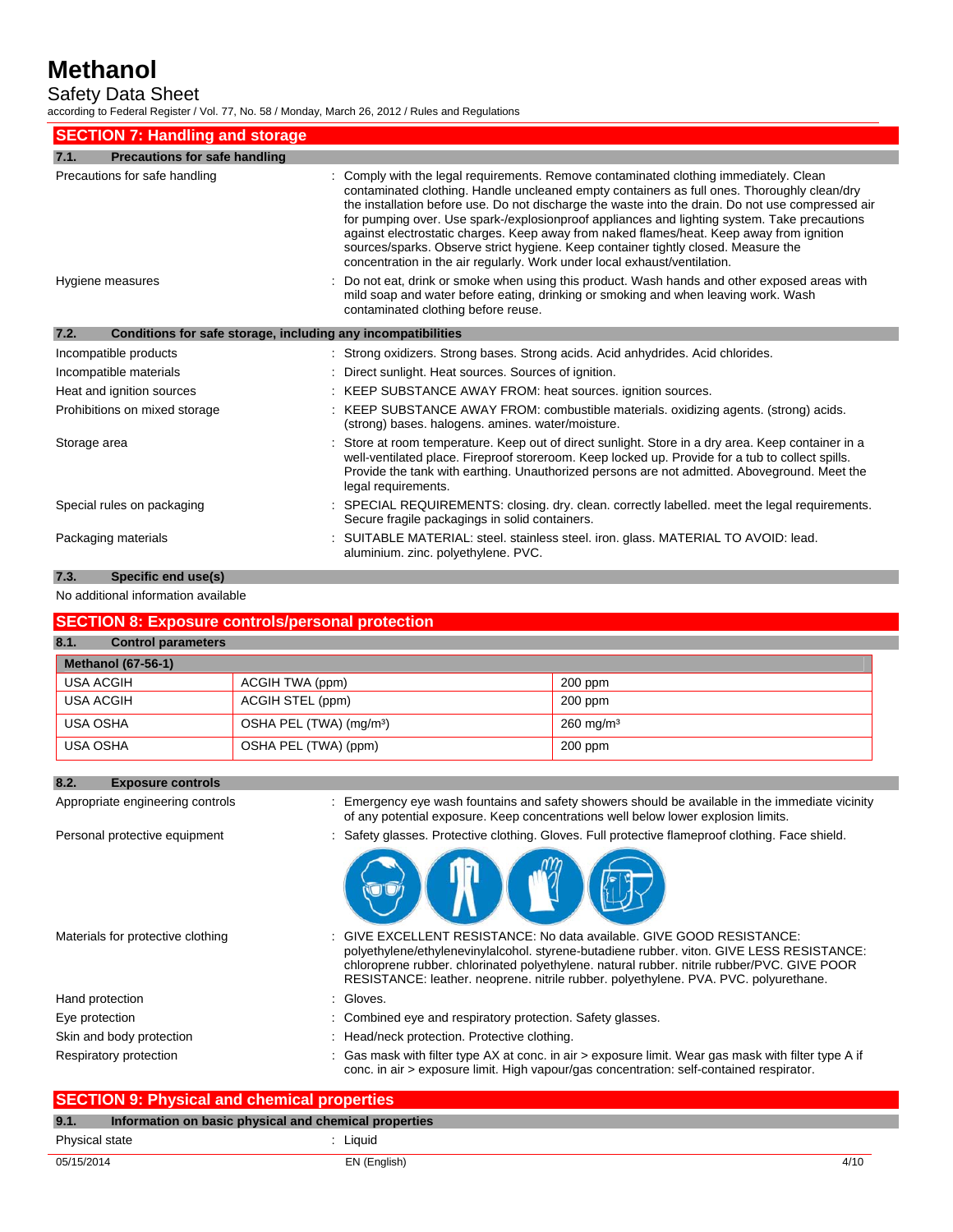## SECTION 7: Handling and storage

### 7.1. Precautions for safe handling

Precautions for safe handling : Comply with the legal requirements. Remove contaminated clothing immediately. Clean contaminated clothing. Handle uncleaned empty containers as full ones. Thoroughly clean/dry the installation before use. Do not discharge the waste into the drain. Do not use compressed air for pumping over. Use spark-/explosionproof appliances and lighting system. Take precautions against electrostatic charges. Keep away from naked flames/heat. Keep away from ignition sources/sparks. Observe strict hygiene. Keep container tightly closed. Measure the concentration in the air regularly. Work under local exhaust/ventilation.

Hygiene measures : Do not eat, drink or smoke when using this product. Wash hands and other exposed areas with mild soap and water before eating, drinking or smoking and when leaving work. Wash contaminated clothing before reuse.

### 7.2. Conditions for safe storage, including any incompatibilities

Incompatible products : Strong oxidizers. Strong bases. Strong acids. Acid anhydrides. Acid chlorides.

Incompatible materials : Direct sunlight. Heat sources. Sources of ignition.

Heat and ignition sources : KEEP SUBSTANCE AWAY FROM: heat sources. ignition sources.

Prohibitions on mixed storage : KEEP SUBSTANCE AWAY FROM: combustible materials. oxidizing agents. (strong) acids. (strong) bases. halogens. amines. water/moisture.

Storage area : Store at room temperature. Keep out of direct sunlight. Store in a dry area. Keep container in a well-ventilated place. Fireproof storeroom. Keep locked up. Provide for a tub to collect spills. Provide the tank with earthing. Unauthorized persons are not admitted. Aboveground. Meet the legal requirements.

Special rules on packaging : SPECIAL REQUIREMENTS: closing. dry. clean. correctly labelled. meet the legal requirements. Secure fragile packagings in solid containers.

Packaging materials : SUITABLE MATERIAL: steel. stainless steel. iron. glass. MATERIAL TO AVOID: lead. aluminium. zinc. polyethylene. PVC.

### 7.3. Specific end use(s)

No additional information available

## SECTION 8: Exposure controls/personal protection

### 8.1. Control parameters

| Methanol (67-56-1) | | |
|---|---|---|
| USA ACGIH | ACGIH TWA (ppm) | 200 ppm |
| USA ACGIH | ACGIH STEL (ppm) | 200 ppm |
| USA OSHA | OSHA PEL (TWA) (mg/m³) | 260 mg/m³ |
| USA OSHA | OSHA PEL (TWA) (ppm) | 200 ppm |

### 8.2. Exposure controls

Appropriate engineering controls : Emergency eye wash fountains and safety showers should be available in the immediate vicinity of any potential exposure. Keep concentrations well below lower explosion limits.

Personal protective equipment : Safety glasses. Protective clothing. Gloves. Full protective flameproof clothing. Face shield.

Materials for protective clothing : GIVE EXCELLENT RESISTANCE: No data available. GIVE GOOD RESISTANCE: polyethylene/ethylenevinylalcohol. styrene-butadiene rubber. viton. GIVE LESS RESISTANCE: chloroprene rubber. chlorinated polyethylene. natural rubber. nitrile rubber/PVC. GIVE POOR RESISTANCE: leather. neoprene. nitrile rubber. polyethylene. PVA. PVC. polyurethane.

Hand protection : Gloves.

Eye protection : Combined eye and respiratory protection. Safety glasses.

Skin and body protection : Head/neck protection. Protective clothing.

Respiratory protection : Gas mask with filter type AX at conc. in air > exposure limit. Wear gas mask with filter type A if conc. in air > exposure limit. High vapour/gas concentration: self-contained respirator.

## SECTION 9: Physical and chemical properties

### 9.1. Information on basic physical and chemical properties

Physical state : Liquid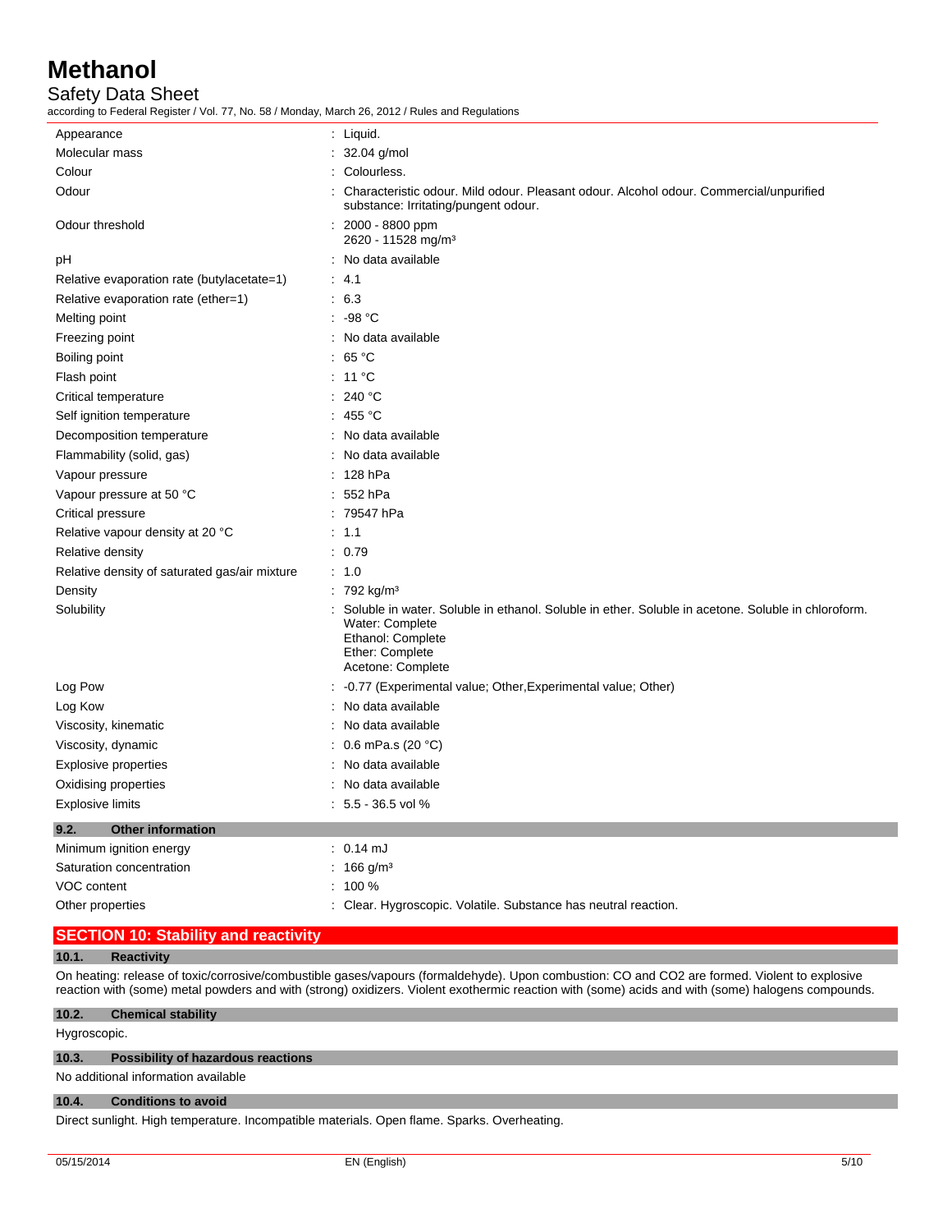| | |
|---|---|
| Appearance | : Liquid. |
| Molecular mass | : 32.04 g/mol |
| Colour | : Colourless. |
| Odour | : Characteristic odour. Mild odour. Pleasant odour. Alcohol odour. Commercial/unpurified substance: Irritating/pungent odour. |
| Odour threshold | : 2000 - 8800 ppm<br>2620 - 11528 mg/m³ |
| pH | : No data available |
| Relative evaporation rate (butylacetate=1) | : 4.1 |
| Relative evaporation rate (ether=1) | : 6.3 |
| Melting point | : -98 °C |
| Freezing point | : No data available |
| Boiling point | : 65 °C |
| Flash point | : 11 °C |
| Critical temperature | : 240 °C |
| Self ignition temperature | : 455 °C |
| Decomposition temperature | : No data available |
| Flammability (solid, gas) | : No data available |
| Vapour pressure | : 128 hPa |
| Vapour pressure at 50 °C | : 552 hPa |
| Critical pressure | : 79547 hPa |
| Relative vapour density at 20 °C | : 1.1 |
| Relative density | : 0.79 |
| Relative density of saturated gas/air mixture | : 1.0 |
| Density | : 792 kg/m³ |
| Solubility | : Soluble in water. Soluble in ethanol. Soluble in ether. Soluble in acetone. Soluble in chloroform.<br>Water: Complete<br>Ethanol: Complete<br>Ether: Complete<br>Acetone: Complete |
| Log Pow | : -0.77 (Experimental value; Other,Experimental value; Other) |
| Log Kow | : No data available |
| Viscosity, kinematic | : No data available |
| Viscosity, dynamic | : 0.6 mPa.s (20 °C) |
| Explosive properties | : No data available |
| Oxidising properties | : No data available |
| Explosive limits | : 5.5 - 36.5 vol % |

### 9.2. Other information

| | |
|---|---|
| Minimum ignition energy | : 0.14 mJ |
| Saturation concentration | : 166 g/m³ |
| VOC content | : 100 % |
| Other properties | : Clear. Hygroscopic. Volatile. Substance has neutral reaction. |

## SECTION 10: Stability and reactivity

### 10.1. Reactivity

On heating: release of toxic/corrosive/combustible gases/vapours (formaldehyde). Upon combustion: CO and $CO_2$ are formed. Violent to explosive reaction with (some) metal powders and with (strong) oxidizers. Violent exothermic reaction with (some) acids and with (some) halogens compounds.

### 10.2. Chemical stability

Hygroscopic.

### 10.3. Possibility of hazardous reactions

No additional information available

### 10.4. Conditions to avoid

Direct sunlight. High temperature. Incompatible materials. Open flame. Sparks. Overheating.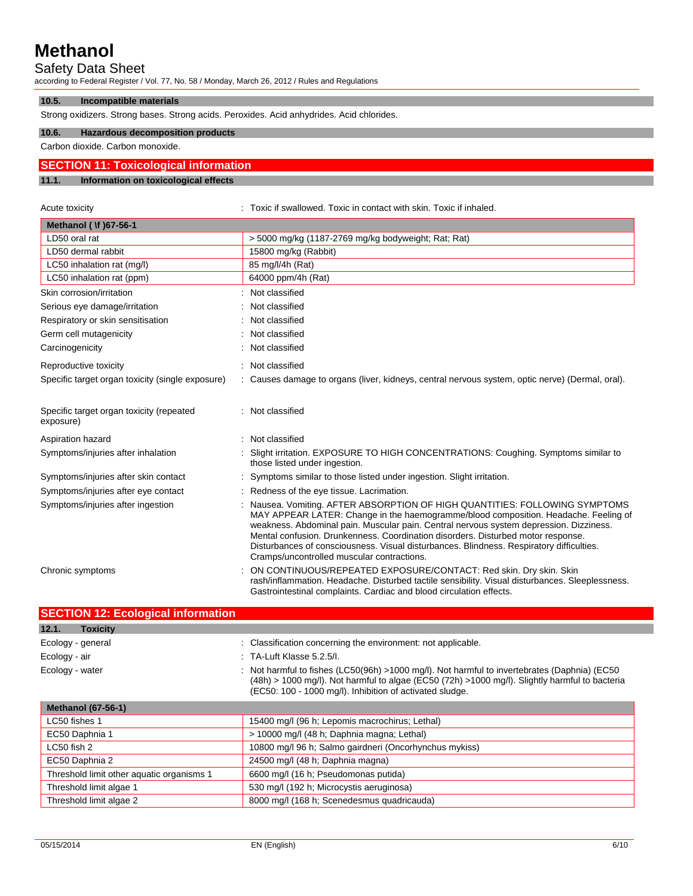### 10.5. Incompatible materials

Strong oxidizers. Strong bases. Strong acids. Peroxides. Acid anhydrides. Acid chlorides.

### 10.6. Hazardous decomposition products

Carbon dioxide. Carbon monoxide.

## SECTION 11: Toxicological information

### 11.1. Information on toxicological effects

Acute toxicity : Toxic if swallowed. Toxic in contact with skin. Toxic if inhaled.

| Methanol ( \f )67-56-1 | |
|---|---|
| LD50 oral rat | > 5000 mg/kg (1187-2769 mg/kg bodyweight; Rat; Rat) |
| LD50 dermal rabbit | 15800 mg/kg (Rabbit) |
| LC50 inhalation rat (mg/l) | 85 mg/l/4h (Rat) |
| LC50 inhalation rat (ppm) | 64000 ppm/4h (Rat) |

Skin corrosion/irritation : Not classified

Serious eye damage/irritation : Not classified

Respiratory or skin sensitisation : Not classified

Germ cell mutagenicity : Not classified

Carcinogenicity : Not classified

Reproductive toxicity : Not classified

Specific target organ toxicity (single exposure) : Causes damage to organs (liver, kidneys, central nervous system, optic nerve) (Dermal, oral).

Specific target organ toxicity (repeated exposure) : Not classified

Aspiration hazard : Not classified

Symptoms/injuries after inhalation : Slight irritation. EXPOSURE TO HIGH CONCENTRATIONS: Coughing. Symptoms similar to those listed under ingestion.

Symptoms/injuries after skin contact : Symptoms similar to those listed under ingestion. Slight irritation.

Symptoms/injuries after eye contact : Redness of the eye tissue. Lacrimation.

Symptoms/injuries after ingestion : Nausea. Vomiting. AFTER ABSORPTION OF HIGH QUANTITIES: FOLLOWING SYMPTOMS MAY APPEAR LATER: Change in the haemogramme/blood composition. Headache. Feeling of weakness. Abdominal pain. Muscular pain. Central nervous system depression. Dizziness. Mental confusion. Drunkenness. Coordination disorders. Disturbed motor response. Disturbances of consciousness. Visual disturbances. Blindness. Respiratory difficulties. Cramps/uncontrolled muscular contractions.

Chronic symptoms : ON CONTINUOUS/REPEATED EXPOSURE/CONTACT: Red skin. Dry skin. Skin rash/inflammation. Headache. Disturbed tactile sensibility. Visual disturbances. Sleeplessness. Gastrointestinal complaints. Cardiac and blood circulation effects.

## SECTION 12: Ecological information

### 12.1. Toxicity

Ecology - general : Classification concerning the environment: not applicable.

Ecology - air : TA-Luft Klasse 5.2.5/I.

Ecology - water : Not harmful to fishes (LC50(96h) >1000 mg/l). Not harmful to invertebrates (Daphnia) (EC50 (48h) > 1000 mg/l). Not harmful to algae (EC50 (72h) >1000 mg/l). Slightly harmful to bacteria (EC50: 100 - 1000 mg/l). Inhibition of activated sludge.

| Methanol (67-56-1) | |
|---|---|
| LC50 fishes 1 | 15400 mg/l (96 h; Lepomis macrochirus; Lethal) |
| EC50 Daphnia 1 | > 10000 mg/l (48 h; Daphnia magna; Lethal) |
| LC50 fish 2 | 10800 mg/l 96 h; Salmo gairdneri (Oncorhynchus mykiss) |
| EC50 Daphnia 2 | 24500 mg/l (48 h; Daphnia magna) |
| Threshold limit other aquatic organisms 1 | 6600 mg/l (16 h; Pseudomonas putida) |
| Threshold limit algae 1 | 530 mg/l (192 h; Microcystis aeruginosa) |
| Threshold limit algae 2 | 8000 mg/l (168 h; Scenedesmus quadricauda) |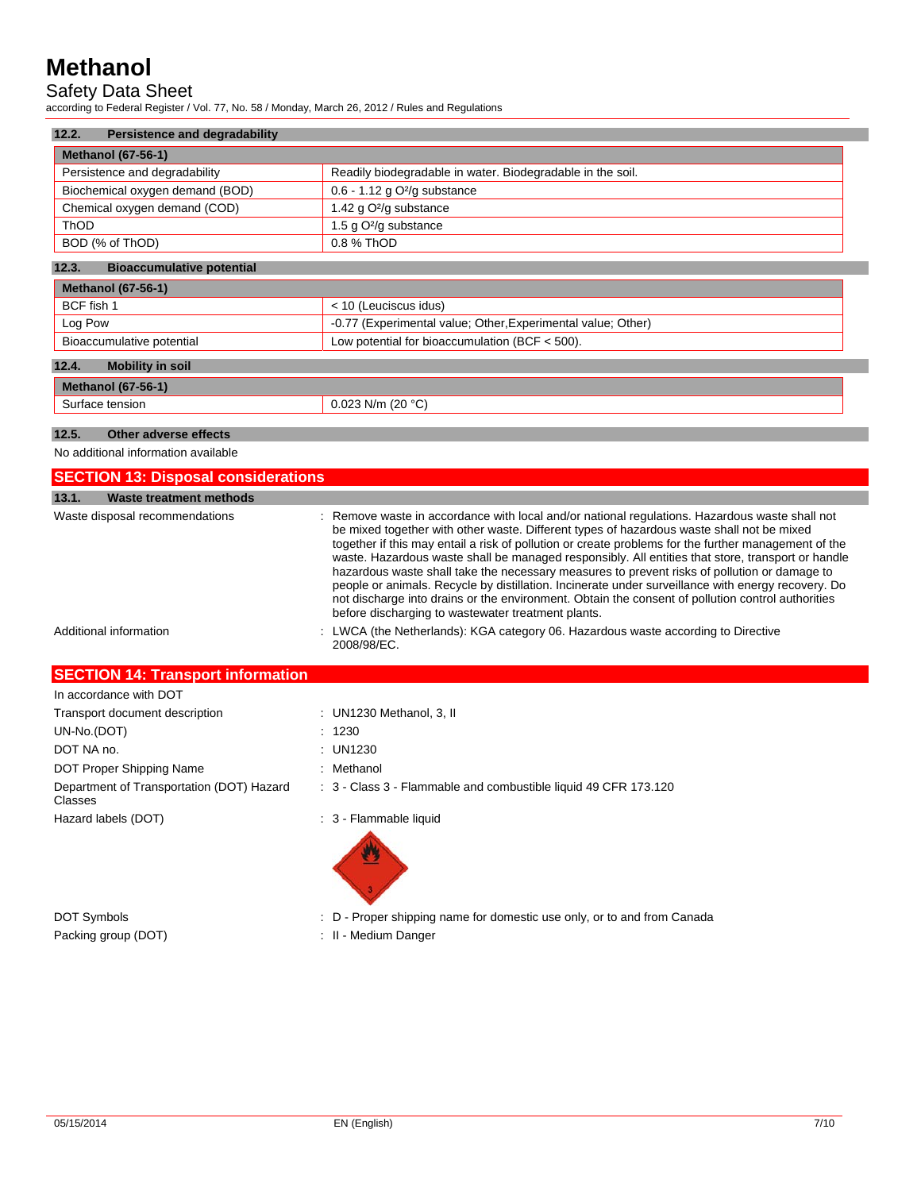### 12.2. Persistence and degradability

| Methanol (67-56-1) | |
|---|---|
| Persistence and degradability | Readily biodegradable in water. Biodegradable in the soil. |
| Biochemical oxygen demand (BOD) | 0.6 - 1.12 g $O^2$/g substance |
| Chemical oxygen demand (COD) | 1.42 g $O^2$/g substance |
| ThOD | 1.5 g $O^2$/g substance |
| BOD (% of ThOD) | 0.8 % ThOD |

### 12.3. Bioaccumulative potential

| Methanol (67-56-1) | |
|---|---|
| BCF fish 1 | < 10 (Leuciscus idus) |
| Log Pow | -0.77 (Experimental value; Other,Experimental value; Other) |
| Bioaccumulative potential | Low potential for bioaccumulation (BCF < 500). |

### 12.4. Mobility in soil

| Methanol (67-56-1) | |
|---|---|
| Surface tension | 0.023 N/m (20 °C) |

### 12.5. Other adverse effects

No additional information available

## SECTION 13: Disposal considerations

### 13.1. Waste treatment methods

Waste disposal recommendations : Remove waste in accordance with local and/or national regulations. Hazardous waste shall not be mixed together with other waste. Different types of hazardous waste shall not be mixed together if this may entail a risk of pollution or create problems for the further management of the waste. Hazardous waste shall be managed responsibly. All entities that store, transport or handle hazardous waste shall take the necessary measures to prevent risks of pollution or damage to people or animals. Recycle by distillation. Incinerate under surveillance with energy recovery. Do not discharge into drains or the environment. Obtain the consent of pollution control authorities before discharging to wastewater treatment plants.

Additional information : LWCA (the Netherlands): KGA category 06. Hazardous waste according to Directive 2008/98/EC.

## SECTION 14: Transport information

In accordance with DOT

Transport document description : UN1230 Methanol, 3, II

UN-No.(DOT) : 1230

DOT NA no. : UN1230

DOT Proper Shipping Name : Methanol

Department of Transportation (DOT) Hazard Classes : 3 - Class 3 - Flammable and combustible liquid 49 CFR 173.120

Hazard labels (DOT) : 3 - Flammable liquid

DOT Symbols : D - Proper shipping name for domestic use only, or to and from Canada

Packing group (DOT) : II - Medium Danger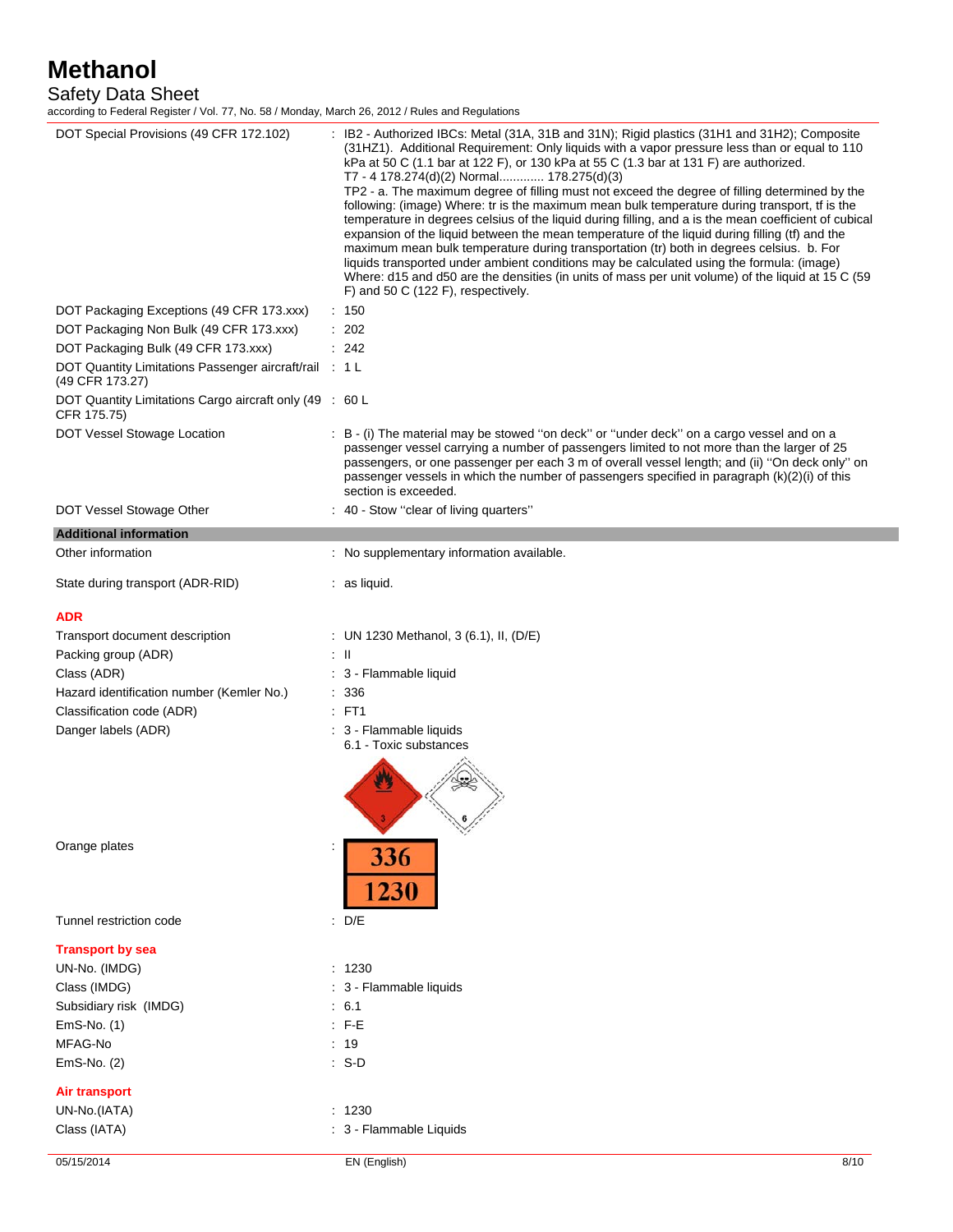| | | |
|---|---|---|
| DOT Special Provisions (49 CFR 172.102) | : | IB2 - Authorized IBCs: Metal (31A, 31B and 31N); Rigid plastics (31H1 and 31H2); Composite (31HZ1). Additional Requirement: Only liquids with a vapor pressure less than or equal to 110 kPa at 50 C (1.1 bar at 122 F), or 130 kPa at 55 C (1.3 bar at 131 F) are authorized. T7 - 4 178.274(d)(2) Normal............ 178.275(d)(3) TP2 - a. The maximum degree of filling must not exceed the degree of filling determined by the following: (image) Where: tr is the maximum mean bulk temperature during transport, tf is the temperature in degrees celsius of the liquid during filling, and a is the mean coefficient of cubical expansion of the liquid between the mean temperature of the liquid during filling (tf) and the maximum mean bulk temperature during transportation (tr) both in degrees celsius. b. For liquids transported under ambient conditions may be calculated using the formula: (image) Where: d15 and d50 are the densities (in units of mass per unit volume) of the liquid at 15 C (59 F) and 50 C (122 F), respectively. |
| DOT Packaging Exceptions (49 CFR 173.xxx) | : | 150 |
| DOT Packaging Non Bulk (49 CFR 173.xxx) | : | 202 |
| DOT Packaging Bulk (49 CFR 173.xxx) | : | 242 |
| DOT Quantity Limitations Passenger aircraft/rail (49 CFR 173.27) | : | 1 L |
| DOT Quantity Limitations Cargo aircraft only (49 CFR 175.75) | : | 60 L |
| DOT Vessel Stowage Location | : | B - (i) The material may be stowed ''on deck'' or ''under deck'' on a cargo vessel and on a passenger vessel carrying a number of passengers limited to not more than the larger of 25 passengers, or one passenger per each 3 m of overall vessel length; and (ii) ''On deck only'' on passenger vessels in which the number of passengers specified in paragraph (k)(2)(i) of this section is exceeded. |
| DOT Vessel Stowage Other | : | 40 - Stow ''clear of living quarters'' |

**Additional information**

| | | |
|---|---|---|
| Other information | : | No supplementary information available. |
| State during transport (ADR-RID) | : | as liquid. |

**ADR**

| | | |
|---|---|---|
| Transport document description | : | UN 1230 Methanol, 3 (6.1), II, (D/E) |
| Packing group (ADR) | : | II |
| Class (ADR) | : | 3 - Flammable liquid |
| Hazard identification number (Kemler No.) | : | 336 |
| Classification code (ADR) | : | FT1 |
| Danger labels (ADR) | : | 3 - Flammable liquids<br>6.1 - Toxic substances |
| Orange plates | : | 336 / 1230 |
| Tunnel restriction code | : | D/E |

**Transport by sea**

| | | |
|---|---|---|
| UN-No. (IMDG) | : | 1230 |
| Class (IMDG) | : | 3 - Flammable liquids |
| Subsidiary risk (IMDG) | : | 6.1 |
| EmS-No. (1) | : | F-E |
| MFAG-No | : | 19 |
| EmS-No. (2) | : | S-D |

**Air transport**

| | | |
|---|---|---|
| UN-No.(IATA) | : | 1230 |
| Class (IATA) | : | 3 - Flammable Liquids |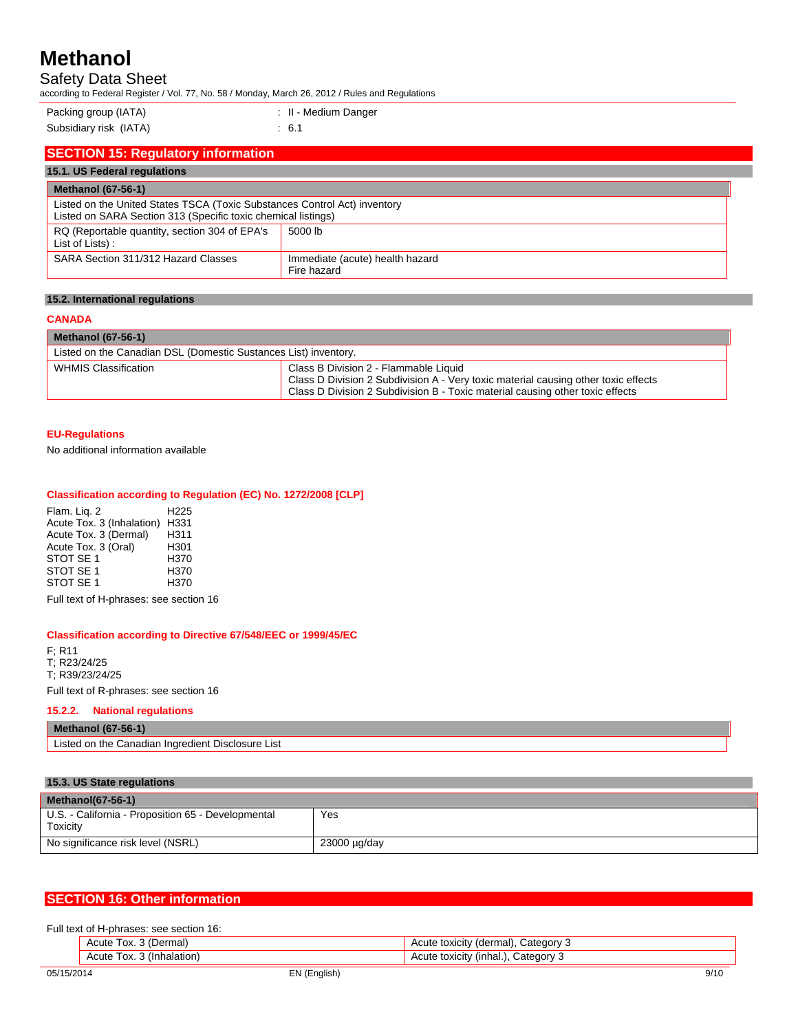| | |
|---|---|
| Packing group (IATA) | : II - Medium Danger |
| Subsidiary risk (IATA) | : 6.1 |

## SECTION 15: Regulatory information

### 15.1. US Federal regulations

| Methanol (67-56-1) | |
|---|---|
| Listed on the United States TSCA (Toxic Substances Control Act) inventory<br>Listed on SARA Section 313 (Specific toxic chemical listings) | |
| RQ (Reportable quantity, section 304 of EPA's List of Lists) : | 5000 lb |
| SARA Section 311/312 Hazard Classes | Immediate (acute) health hazard<br>Fire hazard |

### 15.2. International regulations

**CANADA**

| Methanol (67-56-1) | |
|---|---|
| Listed on the Canadian DSL (Domestic Substances List) inventory. | |
| WHMIS Classification | Class B Division 2 - Flammable Liquid<br>Class D Division 2 Subdivision A - Very toxic material causing other toxic effects<br>Class D Division 2 Subdivision B - Toxic material causing other toxic effects |

**EU-Regulations**

No additional information available

**Classification according to Regulation (EC) No. 1272/2008 [CLP]**

| | |
|---|---|
| Flam. Liq. 2 | H225 |
| Acute Tox. 3 (Inhalation) | H331 |
| Acute Tox. 3 (Dermal) | H311 |
| Acute Tox. 3 (Oral) | H301 |
| STOT SE 1 | H370 |
| STOT SE 1 | H370 |
| STOT SE 1 | H370 |

Full text of H-phrases: see section 16

**Classification according to Directive 67/548/EEC or 1999/45/EC**

F; R11
T; R23/24/25
T; R39/23/24/25

Full text of R-phrases: see section 16

**15.2.2. National regulations**

| Methanol (67-56-1) |
|---|
| Listed on the Canadian Ingredient Disclosure List |

### 15.3. US State regulations

| Methanol(67-56-1) | |
|---|---|
| U.S. - California - Proposition 65 - Developmental Toxicity | Yes |
| No significance risk level (NSRL) | 23000 µg/day |

## SECTION 16: Other information

Full text of H-phrases: see section 16:

| | |
|---|---|
| Acute Tox. 3 (Dermal) | Acute toxicity (dermal), Category 3 |
| Acute Tox. 3 (Inhalation) | Acute toxicity (inhal.), Category 3 |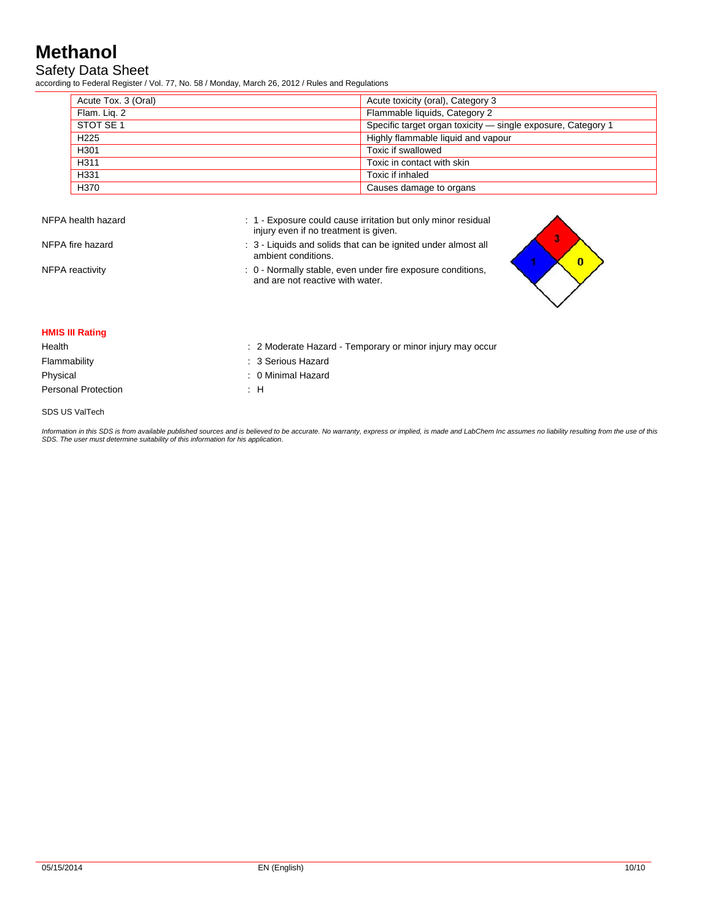| | |
|---|---|
| Acute Tox. 3 (Oral) | Acute toxicity (oral), Category 3 |
| Flam. Liq. 2 | Flammable liquids, Category 2 |
| STOT SE 1 | Specific target organ toxicity — single exposure, Category 1 |
| H225 | Highly flammable liquid and vapour |
| H301 | Toxic if swallowed |
| H311 | Toxic in contact with skin |
| H331 | Toxic if inhaled |
| H370 | Causes damage to organs |

NFPA health hazard : 1 - Exposure could cause irritation but only minor residual injury even if no treatment is given.

NFPA fire hazard : 3 - Liquids and solids that can be ignited under almost all ambient conditions.

NFPA reactivity : 0 - Normally stable, even under fire exposure conditions, and are not reactive with water.

### HMIS III Rating

Health : 2 Moderate Hazard - Temporary or minor injury may occur

Flammability : 3 Serious Hazard

Physical : 0 Minimal Hazard

Personal Protection : H

SDS US ValTech

*Information in this SDS is from available published sources and is believed to be accurate. No warranty, express or implied, is made and LabChem Inc assumes no liability resulting from the use of this SDS. The user must determine suitability of this information for his application.*